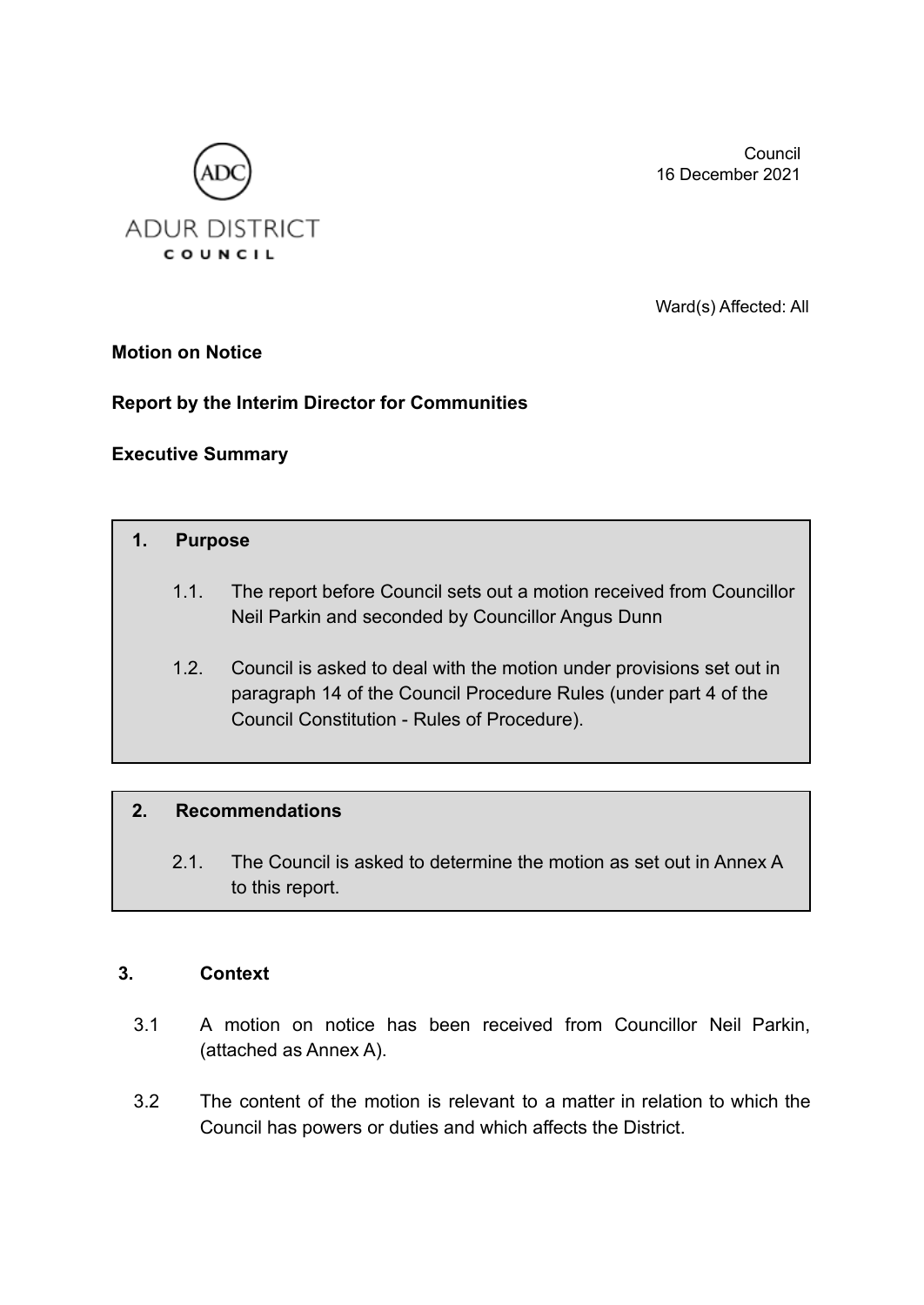ADUR DISTRICT COUNCIL

Council
16 December 2021

Ward(s) Affected: All

**Motion on Notice**

**Report by the Interim Director for Communities**

**Executive Summary**

## 1. Purpose

1.1. The report before Council sets out a motion received from Councillor Neil Parkin and seconded by Councillor Angus Dunn

1.2. Council is asked to deal with the motion under provisions set out in paragraph 14 of the Council Procedure Rules (under part 4 of the Council Constitution - Rules of Procedure).

## 2. Recommendations

2.1. The Council is asked to determine the motion as set out in Annex A to this report.

## 3. Context

3.1 A motion on notice has been received from Councillor Neil Parkin, (attached as Annex A).

3.2 The content of the motion is relevant to a matter in relation to which the Council has powers or duties and which affects the District.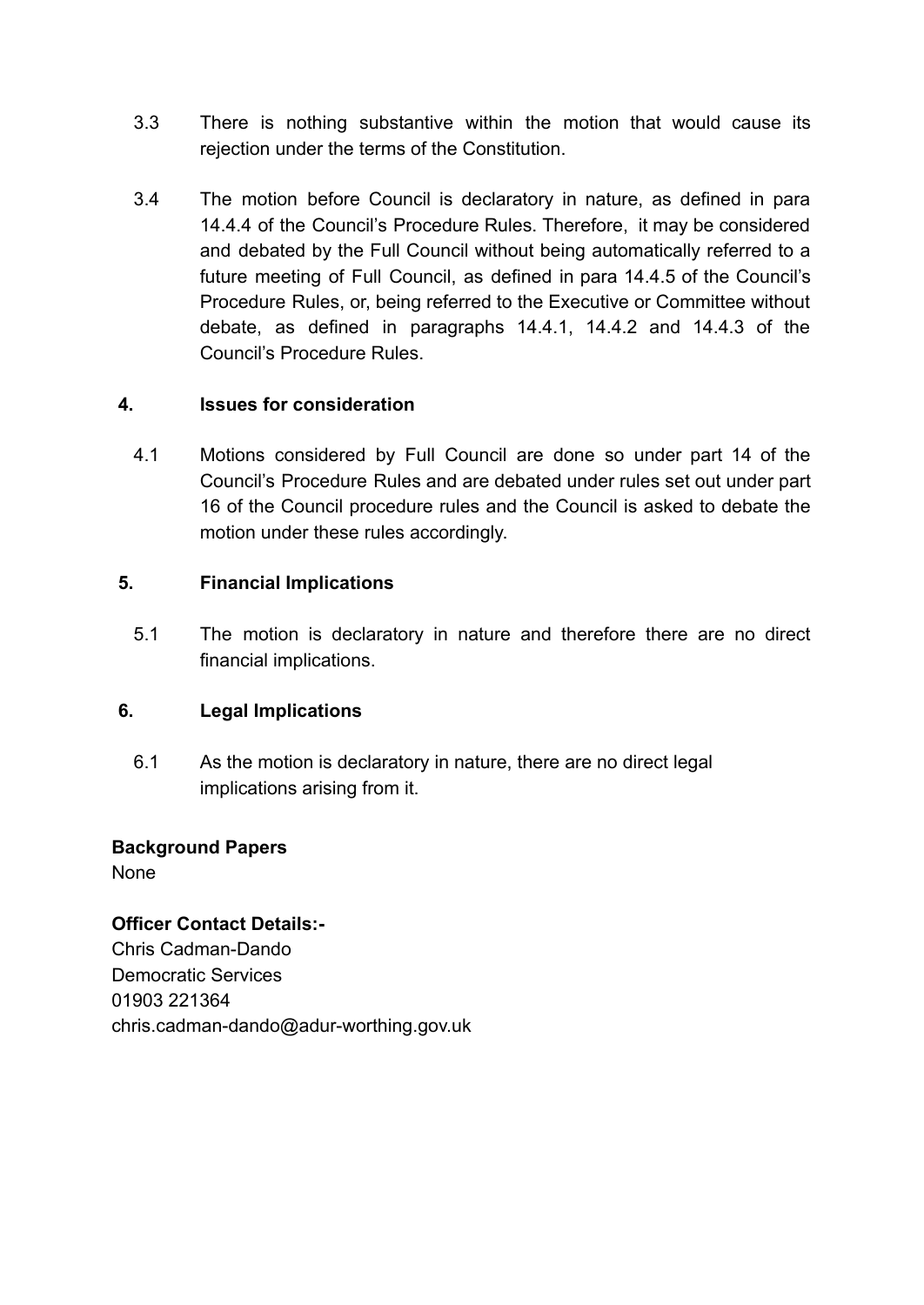3.3 There is nothing substantive within the motion that would cause its rejection under the terms of the Constitution.

3.4 The motion before Council is declaratory in nature, as defined in para 14.4.4 of the Council's Procedure Rules. Therefore, it may be considered and debated by the Full Council without being automatically referred to a future meeting of Full Council, as defined in para 14.4.5 of the Council's Procedure Rules, or, being referred to the Executive or Committee without debate, as defined in paragraphs 14.4.1, 14.4.2 and 14.4.3 of the Council's Procedure Rules.

## 4. Issues for consideration

4.1 Motions considered by Full Council are done so under part 14 of the Council's Procedure Rules and are debated under rules set out under part 16 of the Council procedure rules and the Council is asked to debate the motion under these rules accordingly.

## 5. Financial Implications

5.1 The motion is declaratory in nature and therefore there are no direct financial implications.

## 6. Legal Implications

6.1 As the motion is declaratory in nature, there are no direct legal implications arising from it.

**Background Papers**
None

**Officer Contact Details:-**
Chris Cadman-Dando
Democratic Services
01903 221364
chris.cadman-dando@adur-worthing.gov.uk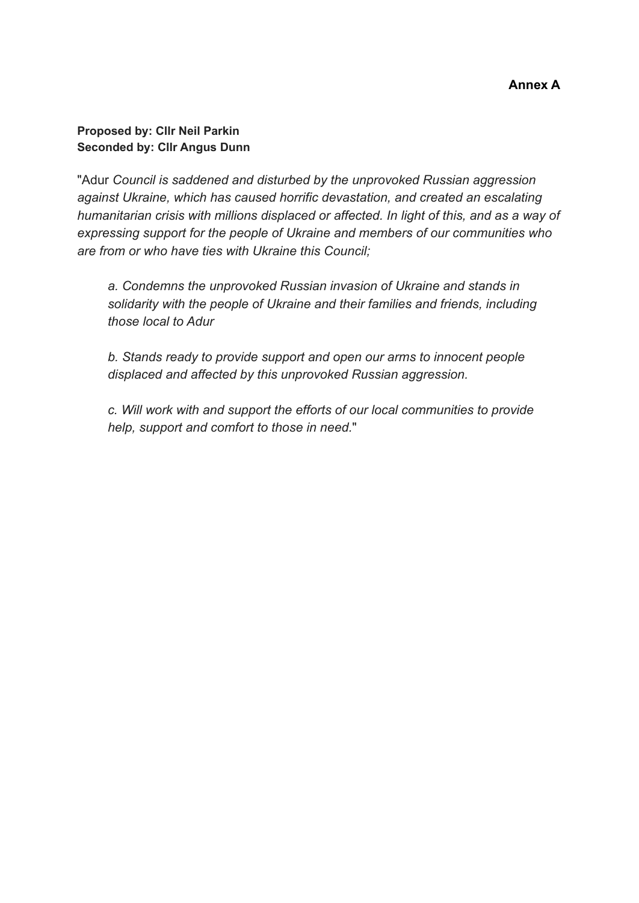**Annex A**

**Proposed by: Cllr Neil Parkin**
**Seconded by: Cllr Angus Dunn**

"Adur *Council is saddened and disturbed by the unprovoked Russian aggression against Ukraine, which has caused horrific devastation, and created an escalating humanitarian crisis with millions displaced or affected. In light of this, and as a way of expressing support for the people of Ukraine and members of our communities who are from or who have ties with Ukraine this Council;*

> *a. Condemns the unprovoked Russian invasion of Ukraine and stands in solidarity with the people of Ukraine and their families and friends, including those local to Adur*
>
> *b. Stands ready to provide support and open our arms to innocent people displaced and affected by this unprovoked Russian aggression.*
>
> *c. Will work with and support the efforts of our local communities to provide help, support and comfort to those in need.*"